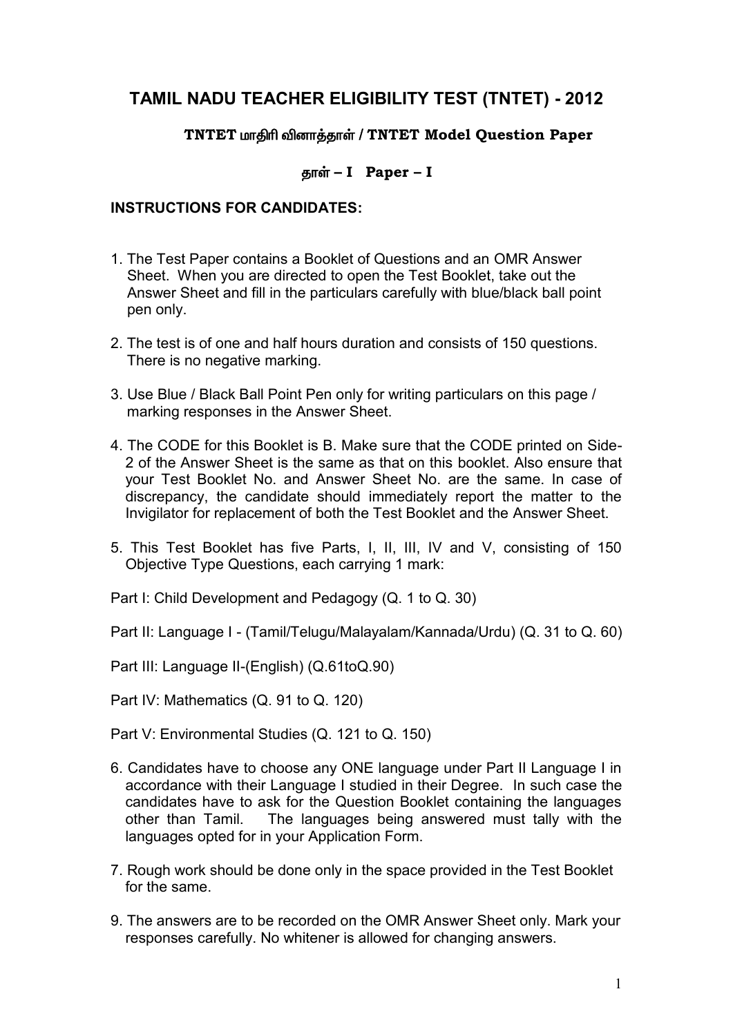# TAMIL NADU TEACHER ELIGIBILITY TEST (TNTET) - 2012

## TNTET மாதிரி வினாத்தாள் / TNTET Model Question Paper

### தாள் – I Paper – I

**INSTRUCTIONS FOR CANDIDATES:**

1. The Test Paper contains a Booklet of Questions and an OMR Answer Sheet. When you are directed to open the Test Booklet, take out the Answer Sheet and fill in the particulars carefully with blue/black ball point pen only.

2. The test is of one and half hours duration and consists of 150 questions. There is no negative marking.

3. Use Blue / Black Ball Point Pen only for writing particulars on this page / marking responses in the Answer Sheet.

4. The CODE for this Booklet is B. Make sure that the CODE printed on Side-2 of the Answer Sheet is the same as that on this booklet. Also ensure that your Test Booklet No. and Answer Sheet No. are the same. In case of discrepancy, the candidate should immediately report the matter to the Invigilator for replacement of both the Test Booklet and the Answer Sheet.

5. This Test Booklet has five Parts, I, II, III, IV and V, consisting of 150 Objective Type Questions, each carrying 1 mark:

Part I: Child Development and Pedagogy (Q. 1 to Q. 30)

Part II: Language I - (Tamil/Telugu/Malayalam/Kannada/Urdu) (Q. 31 to Q. 60)

Part III: Language II-(English) (Q.61toQ.90)

Part IV: Mathematics (Q. 91 to Q. 120)

Part V: Environmental Studies (Q. 121 to Q. 150)

6. Candidates have to choose any ONE language under Part II Language I in accordance with their Language I studied in their Degree. In such case the candidates have to ask for the Question Booklet containing the languages other than Tamil. The languages being answered must tally with the languages opted for in your Application Form.

7. Rough work should be done only in the space provided in the Test Booklet for the same.

9. The answers are to be recorded on the OMR Answer Sheet only. Mark your responses carefully. No whitener is allowed for changing answers.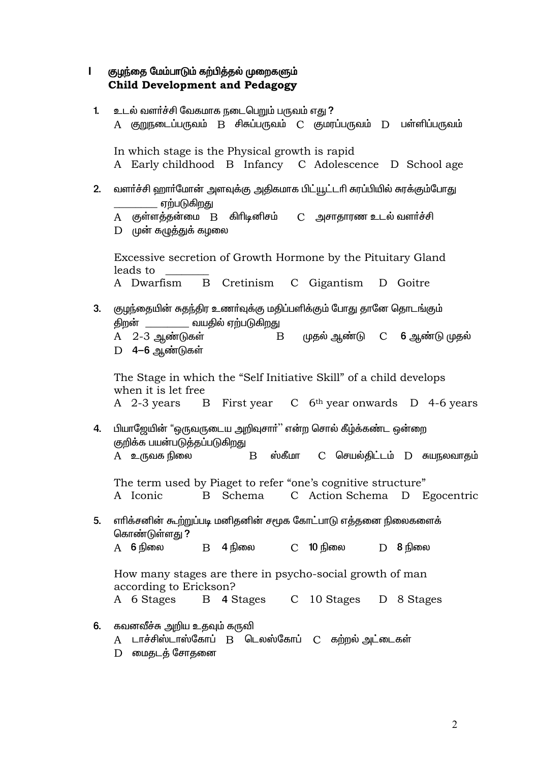## I குழந்தை மேம்பாடும் கற்பித்தல் முறைகளும் **Child Development and Pedagogy**

1. உடல் வளர்ச்சி வேகமாக நடைபெறும் பருவம் எது ?
   A குறுநடைப்பருவம் B சிசுப்பருவம் C குமரப்பருவம் D பள்ளிப்பருவம்

   In which stage is the Physical growth is rapid
   A Early childhood B Infancy C Adolescence D School age

2. வளர்ச்சி ஹார்மோன் அளவுக்கு அதிகமாக பிட்யூட்டரி சுரப்பியில் சுரக்கும்போது ________ ஏற்படுகிறது
   A குள்ளத்தன்மை B கிரிடினிசம் C அசாதாரண உடல் வளர்ச்சி
   D முன் கழுத்துக் கழலை

   Excessive secretion of Growth Hormone by the Pituitary Gland leads to ________
   A Dwarfism B Cretinism C Gigantism D Goitre

3. குழந்தையின் சுதந்திர உணர்வுக்கு மதிப்பளிக்கும் போது தானே தொடங்கும் திறன் ________ வயதில் ஏற்படுகிறது
   A 2-3 ஆண்டுகள் B முதல் ஆண்டு C 6 ஆண்டு முதல்
   D 4–6 ஆண்டுகள்

   The Stage in which the "Self Initiative Skill" of a child develops when it is let free
   A 2-3 years B First year C 6th year onwards D 4-6 years

4. பியாஜேயின் "ஒருவருடைய அறிவுசார்" என்ற சொல் கீழ்க்கண்ட ஒன்றை குறிக்க பயன்படுத்தப்படுகிறது
   A உருவக நிலை B ஸ்கீமா C செயல்திட்டம் D சுயநலவாதம்

   The term used by Piaget to refer "one's cognitive structure"
   A Iconic B Schema C Action Schema D Egocentric

5. எரிக்சனின் கூற்றுப்படி மனிதனின் சமூக கோட்பாடு எத்தனை நிலைகளைக் கொண்டுள்ளது ?
   A 6 நிலை B 4 நிலை C 10 நிலை D 8 நிலை

   How many stages are there in psycho-social growth of man according to Erickson?
   A 6 Stages B 4 Stages C 10 Stages D 8 Stages

6. கவனவீச்சு அறிய உதவும் கருவி
   A டாச்சிஸ்டாஸ்கோப் B டெலஸ்கோப் C கற்றல் அட்டைகள்
   D மைதடத் சோதனை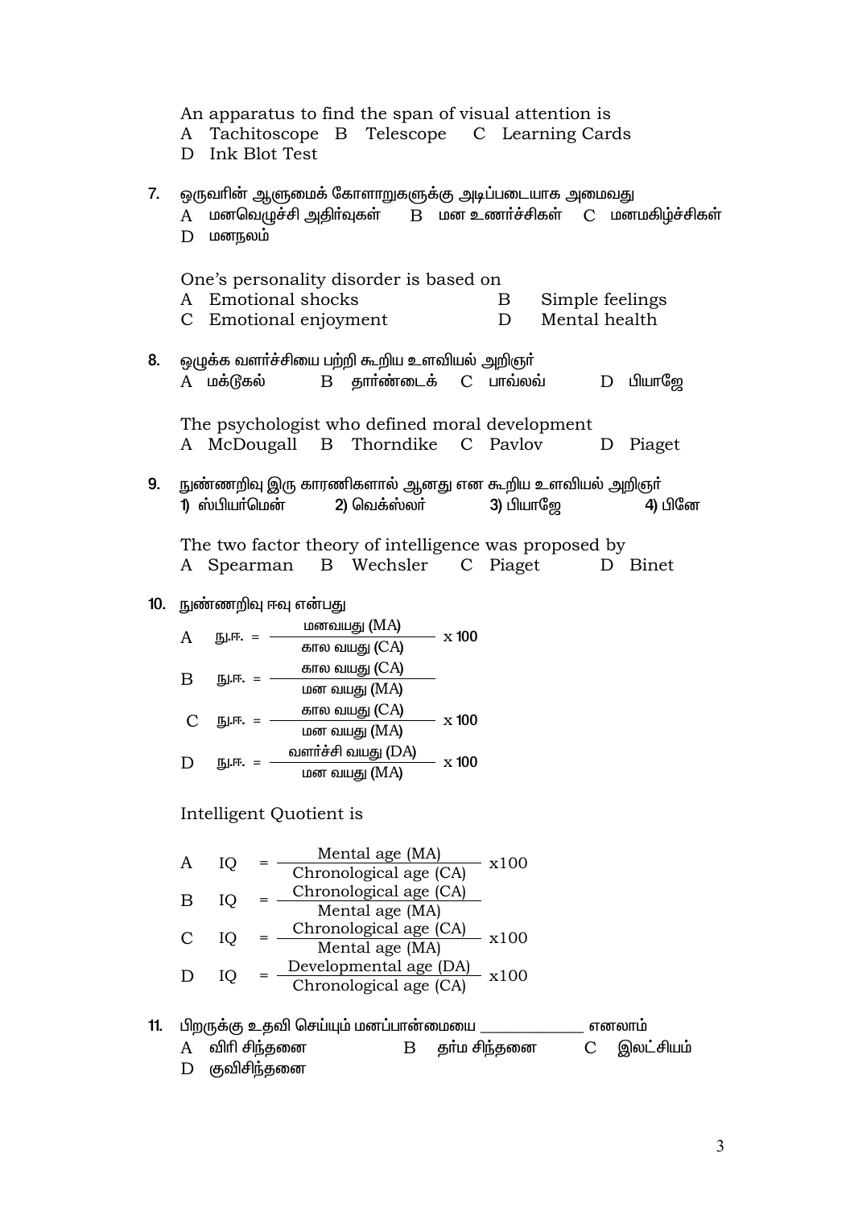An apparatus to find the span of visual attention is
A Tachitoscope B Telescope C Learning Cards
D Ink Blot Test

7. ஒருவரின் ஆளுமைக் கோளாறுகளுக்கு அடிப்படையாக அமைவது
A மனவெழுச்சி அதிர்வுகள் B மன உணர்ச்சிகள் C மனமகிழ்ச்சிகள்
D மனநலம்

One's personality disorder is based on
A Emotional shocks B Simple feelings
C Emotional enjoyment D Mental health

8. ஒழுக்க வளர்ச்சியை பற்றி கூறிய உளவியல் அறிஞர்
A மக்டுகல் B தார்ண்டைக் C பாவ்லவ் D பியாஜே

The psychologist who defined moral development
A McDougall B Thorndike C Pavlov D Piaget

9. நுண்ணறிவு இரு காரணிகளால் ஆனது என கூறிய உளவியல் அறிஞர்
1) ஸ்பியர்மென் 2) வெக்ஸ்லர் 3) பியாஜே 4) பினே

The two factor theory of intelligence was proposed by
A Spearman B Wechsler C Piaget D Binet

10. நுண்ணறிவு ஈவு என்பது

A நு.ஈ. = $\frac{\text{மனவயது (MA)}}{\text{கால வயது (CA)}} \times 100$

B நு.ஈ. = $\frac{\text{கால வயது (CA)}}{\text{மன வயது (MA)}}$

C நு.ஈ. = $\frac{\text{கால வயது (CA)}}{\text{மன வயது (MA)}} \times 100$

D நு.ஈ. = $\frac{\text{வளர்ச்சி வயது (DA)}}{\text{மன வயது (MA)}} \times 100$

Intelligent Quotient is

A $IQ = \frac{\text{Mental age (MA)}}{\text{Chronological age (CA)}} \times 100$

B $IQ = \frac{\text{Chronological age (CA)}}{\text{Mental age (MA)}}$

C $IQ = \frac{\text{Chronological age (CA)}}{\text{Mental age (MA)}} \times 100$

D $IQ = \frac{\text{Developmental age (DA)}}{\text{Chronological age (CA)}} \times 100$

11. பிறருக்கு உதவி செய்யும் மனப்பான்மையை ____________ எனலாம்
A விரி சிந்தனை B தர்ம சிந்தனை C இலட்சியம்
D குவிசிந்தனை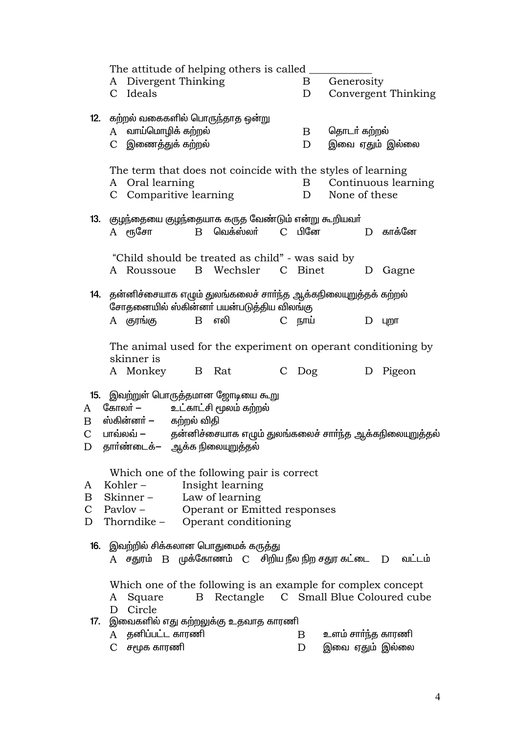The attitude of helping others is called ___________

A Divergent Thinking  B Generosity

C Ideals  D Convergent Thinking

12. கற்றல் வகைகளில் பொருந்தாத ஒன்று

A வாய்மொழிக் கற்றல்  B தொடர் கற்றல்

C இணைத்துக் கற்றல்  D இவை ஏதும் இல்லை

The term that does not coincide with the styles of learning

A Oral learning  B Continuous learning

C Comparitive learning  D None of these

13. குழந்தையை குழந்தையாக கருத வேண்டும் என்று கூறியவர்

A ரூசோ  B வெக்ஸ்லர்  C பினே  D காக்னே

"Child should be treated as child" - was said by

A Roussoue  B Wechsler  C Binet  D Gagne

14. தன்னிச்சையாக எழும் துலங்கலைச் சார்ந்த ஆக்கநிலையுறுத்தக் கற்றல் சோதனையில் ஸ்கின்னர் பயன்படுத்திய விலங்கு

A குரங்கு  B எலி  C நாய்  D புறா

The animal used for the experiment on operant conditioning by skinner is

A Monkey  B Rat  C Dog  D Pigeon

15. இவற்றுள் பொருத்தமான ஜோடியை கூறு

A கோலர் – உட்காட்சி மூலம் கற்றல்

B ஸ்கின்னர் – கற்றல் விதி

C பாவ்லவ் – தன்னிச்சையாக எழும் துலங்கலைச் சார்ந்த ஆக்கநிலையுறுத்தல்

D தார்ண்டைக்– ஆக்க நிலையுறுத்தல்

Which one of the following pair is correct

A Kohler – Insight learning

B Skinner – Law of learning

C Pavlov – Operant or Emitted responses

D Thorndike – Operant conditioning

16. இவற்றில் சிக்கலான பொதுமைக் கருத்து

A சதுரம்  B முக்கோணம்  C சிறிய நீல நிற சதுர கட்டை  D வட்டம்

Which one of the following is an example for complex concept

A Square  B Rectangle  C Small Blue Coloured cube

D Circle

17. இவைகளில் எது கற்றலுக்கு உதவாத காரணி

A தனிப்பட்ட காரணி  B உளம் சார்ந்த காரணி

C சமூக காரணி  D இவை ஏதும் இல்லை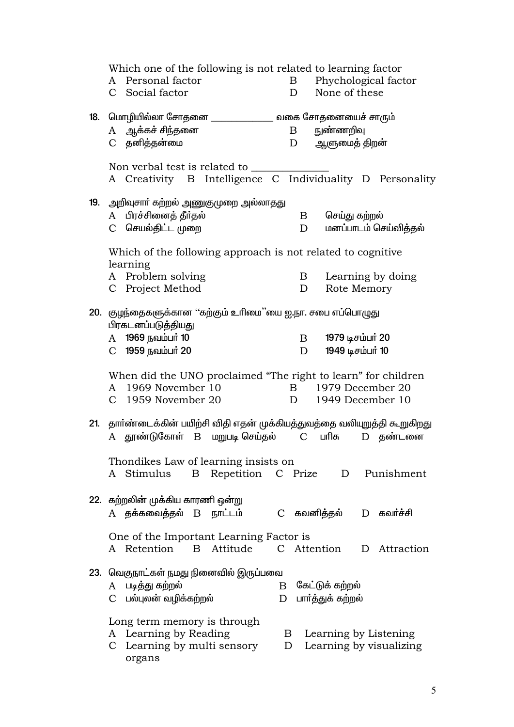Which one of the following is not related to learning factor

A Personal factor B Phychological factor

C Social factor D None of these

**18.** மொழியில்லா சோதனை ____________ வகை சோதனையைச் சாரும்

A ஆக்கச் சிந்தனை B நுண்ணறிவு

C தனித்தன்மை D ஆளுமைத் திறன்

Non verbal test is related to ______________

A Creativity B Intelligence C Individuality D Personality

**19.** அறிவுசார் கற்றல் அணுகுமுறை அல்லாதது

A பிரச்சினைத் தீர்தல் B செய்து கற்றல்

C செயல்திட்ட முறை D மனப்பாடம் செய்வித்தல்

Which of the following approach is not related to cognitive learning

A Problem solving B Learning by doing

C Project Method D Rote Memory

**20.** குழந்தைகளுக்கான ''கற்கும் உரிமை''யை ஐ.நா. சபை எப்பொழுது பிரகடனப்படுத்தியது

A 1969 நவம்பர் 10 B 1979 டிசம்பர் 20

C 1959 நவம்பர் 20 D 1949 டிசம்பர் 10

When did the UNO proclaimed "The right to learn" for children

A 1969 November 10 B 1979 December 20

C 1959 November 20 D 1949 December 10

**21.** தார்ண்டைக்கின் பயிற்சி விதி எதன் முக்கியத்துவத்தை வலியுறுத்தி கூறுகிறது

A தூண்டுகோள் B மறுபடி செய்தல் C பரிசு D தண்டனை

Thondikes Law of learning insists on

A Stimulus B Repetition C Prize D Punishment

**22.** கற்றலின் முக்கிய காரணி ஒன்று

A தக்கவைத்தல் B நாட்டம் C கவனித்தல் D கவர்ச்சி

One of the Important Learning Factor is

A Retention B Attitude C Attention D Attraction

**23.** வெகுநாட்கள் நமது நினைவில் இருப்பவை

A படித்து கற்றல் B கேட்டுக் கற்றல்

C பல்புலன் வழிக்கற்றல் D பார்த்துக் கற்றல்

Long term memory is through

A Learning by Reading B Learning by Listening

C Learning by multi sensory organs D Learning by visualizing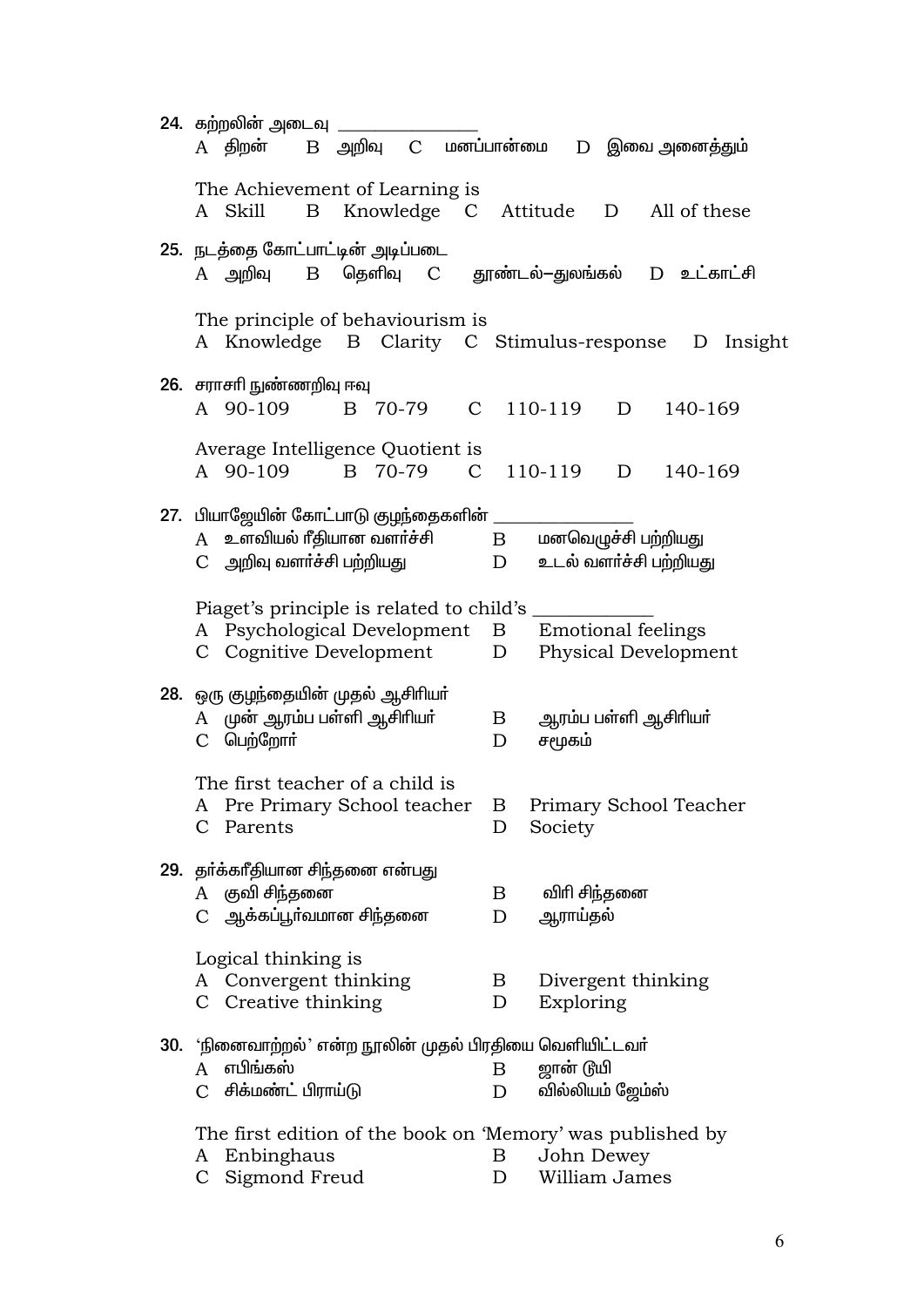24. கற்றலின் அடைவு _______________

A திறன் B அறிவு C மனப்பான்மை D இவை அனைத்தும்

The Achievement of Learning is

A Skill B Knowledge C Attitude D All of these

25. நடத்தை கோட்பாட்டின் அடிப்படை

A அறிவு B தெளிவு C தூண்டல்–துலங்கல் D உட்காட்சி

The principle of behaviourism is

A Knowledge B Clarity C Stimulus-response D Insight

26. சராசரி நுண்ணறிவு ஈவு

A 90-109 B 70-79 C 110-119 D 140-169

Average Intelligence Quotient is

A 90-109 B 70-79 C 110-119 D 140-169

27. பியாஜேயின் கோட்பாடு குழந்தைகளின் _______________

A உளவியல் ரீதியான வளர்ச்சி B மனவெழுச்சி பற்றியது

C அறிவு வளர்ச்சி பற்றியது D உடல் வளர்ச்சி பற்றியது

Piaget's principle is related to child's ____________

A Psychological Development B Emotional feelings

C Cognitive Development D Physical Development

28. ஒரு குழந்தையின் முதல் ஆசிரியர்

A முன் ஆரம்ப பள்ளி ஆசிரியர் B ஆரம்ப பள்ளி ஆசிரியர்

C பெற்றோர் D சமூகம்

The first teacher of a child is

A Pre Primary School teacher B Primary School Teacher

C Parents D Society

29. தர்க்கரீதியான சிந்தனை என்பது

A குவி சிந்தனை B விரி சிந்தனை

C ஆக்கப்பூர்வமான சிந்தனை D ஆராய்தல்

Logical thinking is

A Convergent thinking B Divergent thinking

C Creative thinking D Exploring

30. 'நினைவாற்றல்' என்ற நூலின் முதல் பிரதியை வெளியிட்டவர்

A எபிங்கஸ் B ஜான் டூயி

C சிக்மண்ட் பிராய்டு D வில்லியம் ஜேம்ஸ்

The first edition of the book on 'Memory' was published by

A Enbinghaus B John Dewey

C Sigmond Freud D William James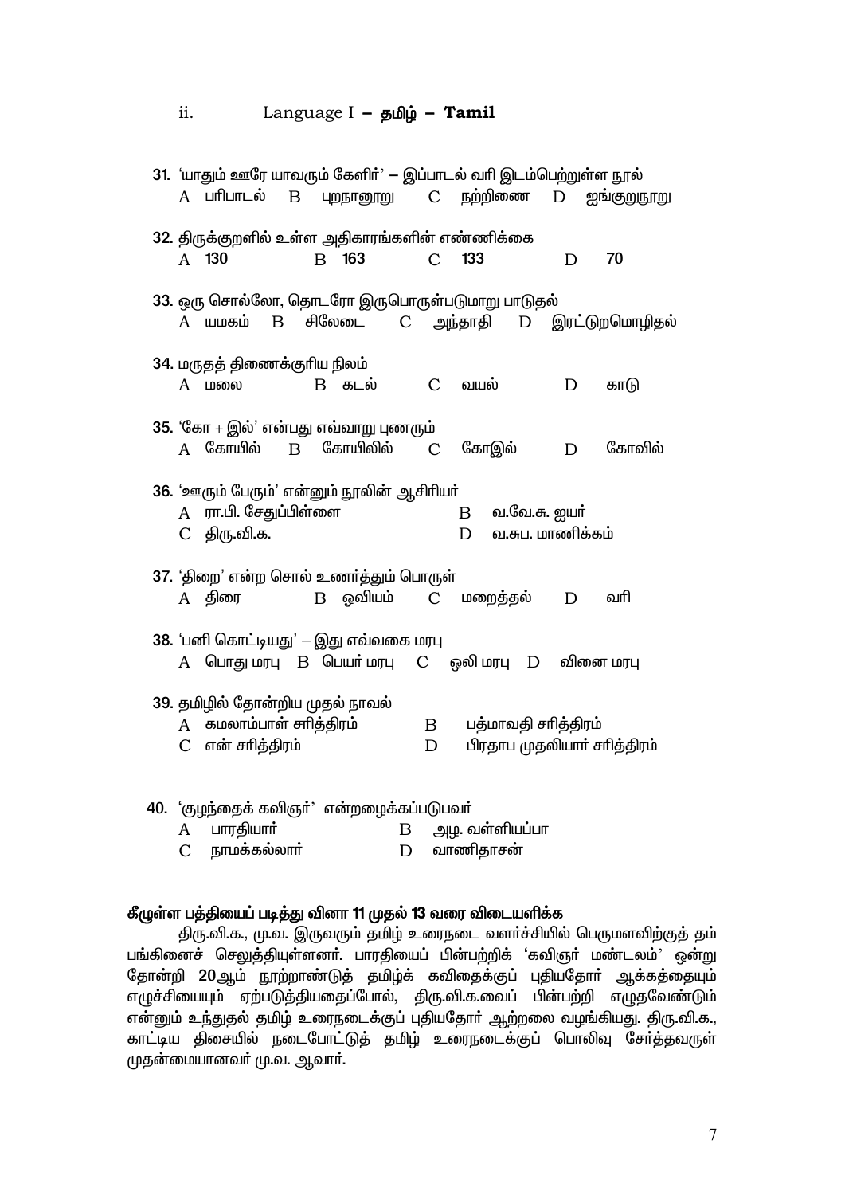ii. Language I – தமிழ் – **Tamil**

31. 'யாதும் ஊரே யாவரும் கேளிர்' – இப்பாடல் வரி இடம்பெற்றுள்ள நூல்
   A பரிபாடல் B புறநானூறு C நற்றிணை D ஐங்குறுநூறு

32. திருக்குறளில் உள்ள அதிகாரங்களின் எண்ணிக்கை
   A 130 B 163 C 133 D 70

33. ஒரு சொல்லோ, தொடரோ இருபொருள்படுமாறு பாடுதல்
   A யமகம் B சிலேடை C அந்தாதி D இரட்டுறமொழிதல்

34. மருதத் திணைக்குரிய நிலம்
   A மலை B கடல் C வயல் D காடு

35. 'கோ + இல்' என்பது எவ்வாறு புணரும்
   A கோயில் B கோயிலில் C கோஇல் D கோவில்

36. 'ஊரும் பேரும்' என்னும் நூலின் ஆசிரியர்
   A ரா.பி. சேதுப்பிள்ளை B வ.வே.சு. ஐயர்
   C திரு.வி.க. D வ.சுப. மாணிக்கம்

37. 'திறை' என்ற சொல் உணர்த்தும் பொருள்
   A திரை B ஓவியம் C மறைத்தல் D வரி

38. 'பனி கொட்டியது' – இது எவ்வகை மரபு
   A பொது மரபு B பெயர் மரபு C ஒலி மரபு D வினை மரபு

39. தமிழில் தோன்றிய முதல் நாவல்
   A கமலாம்பாள் சரித்திரம் B பத்மாவதி சரித்திரம்
   C என் சரித்திரம் D பிரதாப முதலியார் சரித்திரம்

40. 'குழந்தைக் கவிஞர்' என்றழைக்கப்படுபவர்
   A பாரதியார் B அழ. வள்ளியப்பா
   C நாமக்கல்லார் D வாணிதாசன்

**கீழுள்ள பத்தியைப் படித்து வினா 11 முதல் 13 வரை விடையளிக்க**

திரு.வி.க., மு.வ. இருவரும் தமிழ் உரைநடை வளர்ச்சியில் பெருமளவிற்குத் தம் பங்கினைச் செலுத்தியுள்ளனர். பாரதியைப் பின்பற்றிக் 'கவிஞர் மண்டலம்' ஒன்று தோன்றி 20ஆம் நூற்றாண்டுத் தமிழ்க் கவிதைக்குப் புதியதோர் ஆக்கத்தையும் எழுச்சியையும் ஏற்படுத்தியதைப்போல், திரு.வி.க.வைப் பின்பற்றி எழுதவேண்டும் என்னும் உந்துதல் தமிழ் உரைநடைக்குப் புதியதோர் ஆற்றலை வழங்கியது. திரு.வி.க., காட்டிய திசையில் நடைபோட்டுத் தமிழ் உரைநடைக்குப் பொலிவு சேர்த்தவருள் முதன்மையானவர் மு.வ. ஆவார்.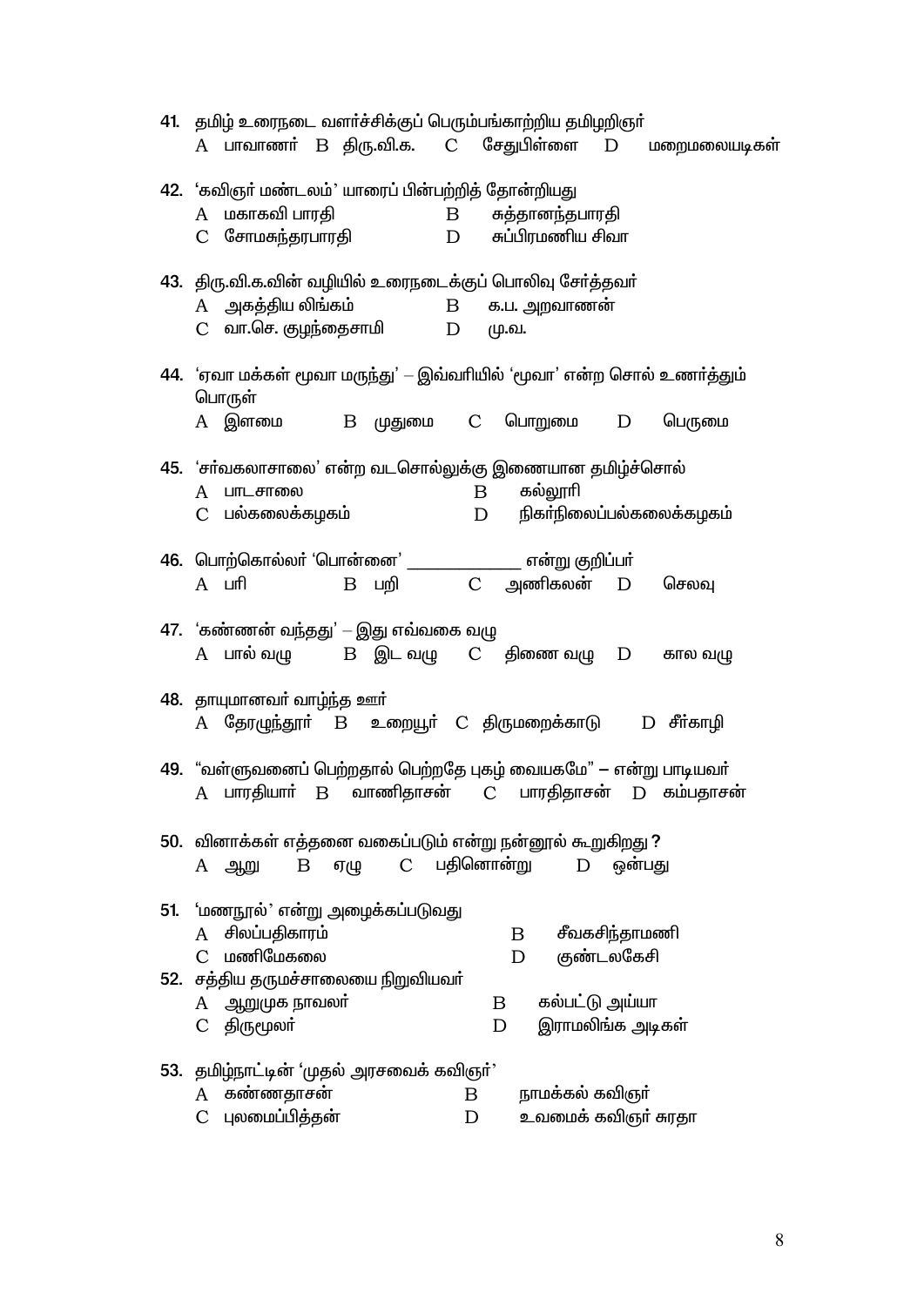41. தமிழ் உரைநடை வளர்ச்சிக்குப் பெரும்பங்காற்றிய தமிழறிஞர்
A பாவாணர் B திரு.வி.க. C சேதுபிள்ளை D மறைமலையடிகள்

42. 'கவிஞர் மண்டலம்' யாரைப் பின்பற்றித் தோன்றியது
A மகாகவி பாரதி B சுத்தானந்தபாரதி
C சோமசுந்தரபாரதி D சுப்பிரமணிய சிவா

43. திரு.வி.க.வின் வழியில் உரைநடைக்குப் பொலிவு சேர்த்தவர்
A அகத்திய லிங்கம் B க.ப. அறவாணன்
C வா.செ. குழந்தைசாமி D மு.வ.

44. 'ஏவா மக்கள் மூவா மருந்து' – இவ்வரியில் 'மூவா' என்ற சொல் உணர்த்தும் பொருள்
A இளமை B முதுமை C பொறுமை D பெருமை

45. 'சர்வகலாசாலை' என்ற வடசொல்லுக்கு இணையான தமிழ்ச்சொல்
A பாடசாலை B கல்லூரி
C பல்கலைக்கழகம் D நிகர்நிலைப்பல்கலைக்கழகம்

46. பொற்கொல்லர் 'பொன்னை' ____________ என்று குறிப்பர்
A பரி B பறி C அணிகலன் D செலவு

47. 'கண்ணன் வந்தது' – இது எவ்வகை வழு
A பால் வழு B இட வழு C திணை வழு D கால வழு

48. தாயுமானவர் வாழ்ந்த ஊர்
A தேரழுந்தூர் B உறையூர் C திருமறைக்காடு D சீர்காழி

49. "வள்ளுவனைப் பெற்றதால் பெற்றதே புகழ் வையகமே" – என்று பாடியவர்
A பாரதியார் B வாணிதாசன் C பாரதிதாசன் D கம்பதாசன்

50. வினாக்கள் எத்தனை வகைப்படும் என்று நன்னூல் கூறுகிறது ?
A ஆறு B ஏழு C பதினொன்று D ஒன்பது

51. 'மணநூல்' என்று அழைக்கப்படுவது
A சிலப்பதிகாரம் B சீவகசிந்தாமணி
C மணிமேகலை D குண்டலகேசி

52. சத்திய தருமச்சாலையை நிறுவியவர்
A ஆறுமுக நாவலர் B கல்பட்டு அய்யா
C திருமூலர் D இராமலிங்க அடிகள்

53. தமிழ்நாட்டின் 'முதல் அரசவைக் கவிஞர்'
A கண்ணதாசன் B நாமக்கல் கவிஞர்
C புலமைப்பித்தன் D உவமைக் கவிஞர் சுரதா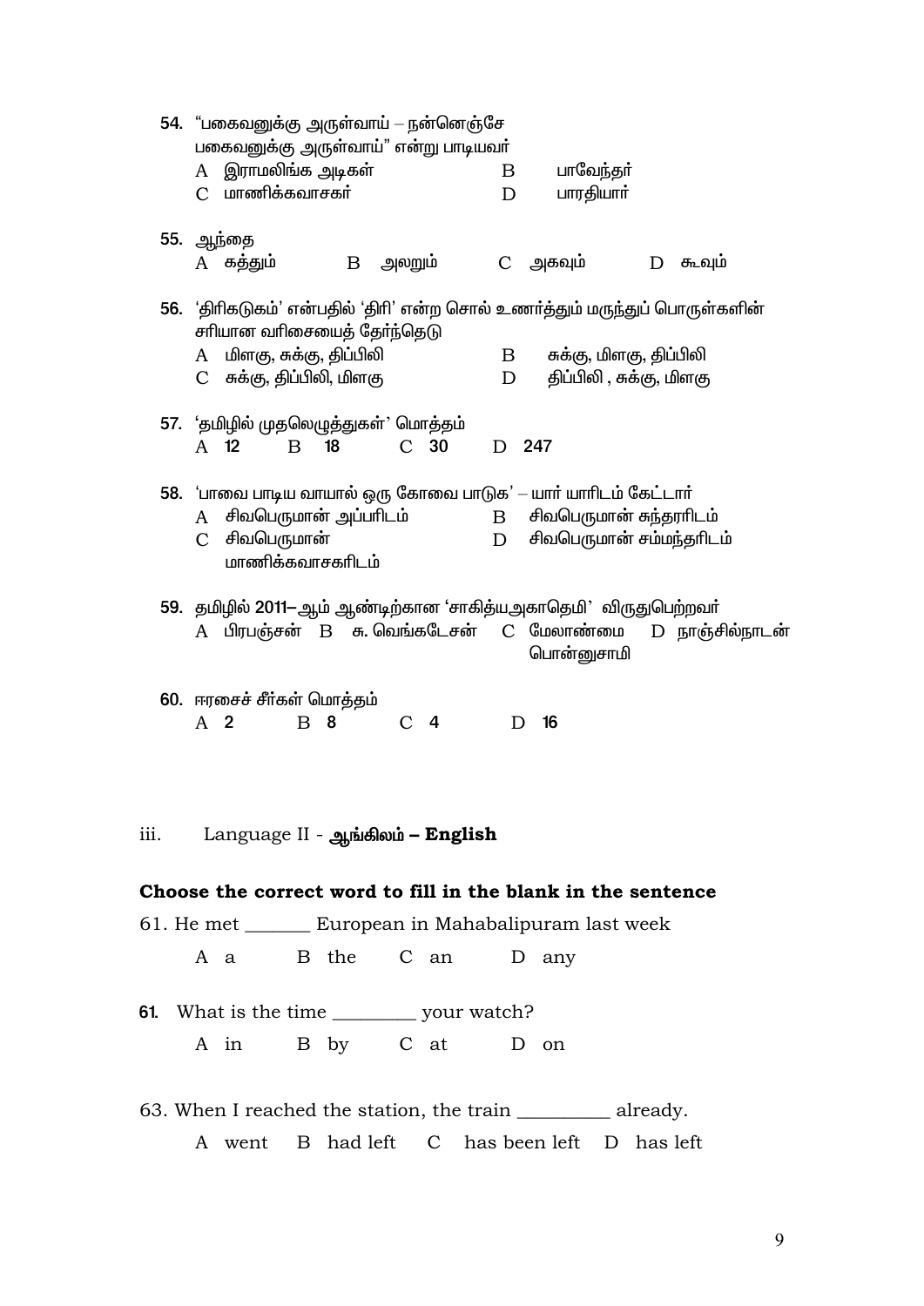54. "பகைவனுக்கு அருள்வாய் – நன்னெஞ்சே
பகைவனுக்கு அருள்வாய்" என்று பாடியவர்

A இராமலிங்க அடிகள் B பாவேந்தர்
C மாணிக்கவாசகர் D பாரதியார்

55. ஆந்தை

A கத்தும் B அலறும் C அகவும் D கூவும்

56. 'திரிகடுகம்' என்பதில் 'திரி' என்ற சொல் உணர்த்தும் மருந்துப் பொருள்களின் சரியான வரிசையைத் தேர்ந்தெடு

A மிளகு, சுக்கு, திப்பிலி B சுக்கு, மிளகு, திப்பிலி
C சுக்கு, திப்பிலி, மிளகு D திப்பிலி , சுக்கு, மிளகு

57. 'தமிழில் முதலெழுத்துகள்' மொத்தம்

A 12 B 18 C 30 D 247

58. 'பாவை பாடிய வாயால் ஒரு கோவை பாடுக' – யார் யாரிடம் கேட்டார்

A சிவபெருமான் அப்பரிடம் B சிவபெருமான் சுந்தரரிடம்
C சிவபெருமான் மாணிக்கவாசகரிடம் D சிவபெருமான் சம்மந்தரிடம்

59. தமிழில் 2011–ஆம் ஆண்டிற்கான 'சாகித்யஅகாதெமி' விருதுபெற்றவர்

A பிரபஞ்சன் B சு. வெங்கடேசன் C மேலாண்மை பொன்னுசாமி D நாஞ்சில்நாடன்

60. ஈரசைச் சீர்கள் மொத்தம்

A 2 B 8 C 4 D 16

iii. Language II - **ஆங்கிலம் – English**

**Choose the correct word to fill in the blank in the sentence**

61. He met _______ European in Mahabalipuram last week

A a B the C an D any

61. What is the time _________ your watch?

A in B by C at D on

63. When I reached the station, the train __________ already.

A went B had left C has been left D has left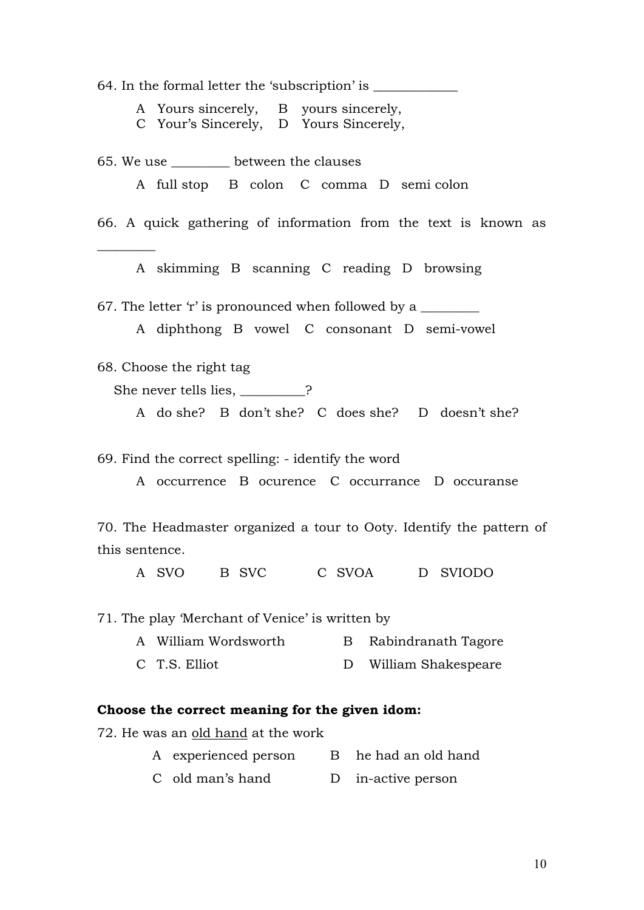64. In the formal letter the 'subscription' is _____________

A Yours sincerely, B yours sincerely,
C Your's Sincerely, D Yours Sincerely,

65. We use _________ between the clauses

A full stop B colon C comma D semi colon

66. A quick gathering of information from the text is known as _________

A skimming B scanning C reading D browsing

67. The letter 'r' is pronounced when followed by a _________

A diphthong B vowel C consonant D semi-vowel

68. Choose the right tag

She never tells lies, __________?

A do she? B don't she? C does she? D doesn't she?

69. Find the correct spelling: - identify the word

A occurrence B ocurence C occurrance D occuranse

70. The Headmaster organized a tour to Ooty. Identify the pattern of this sentence.

A SVO B SVC C SVOA D SVIODO

71. The play 'Merchant of Venice' is written by

A William Wordsworth B Rabindranath Tagore
C T.S. Elliot D William Shakespeare

**Choose the correct meaning for the given idom:**

72. He was an <u>old hand</u> at the work

A experienced person B he had an old hand
C old man's hand D in-active person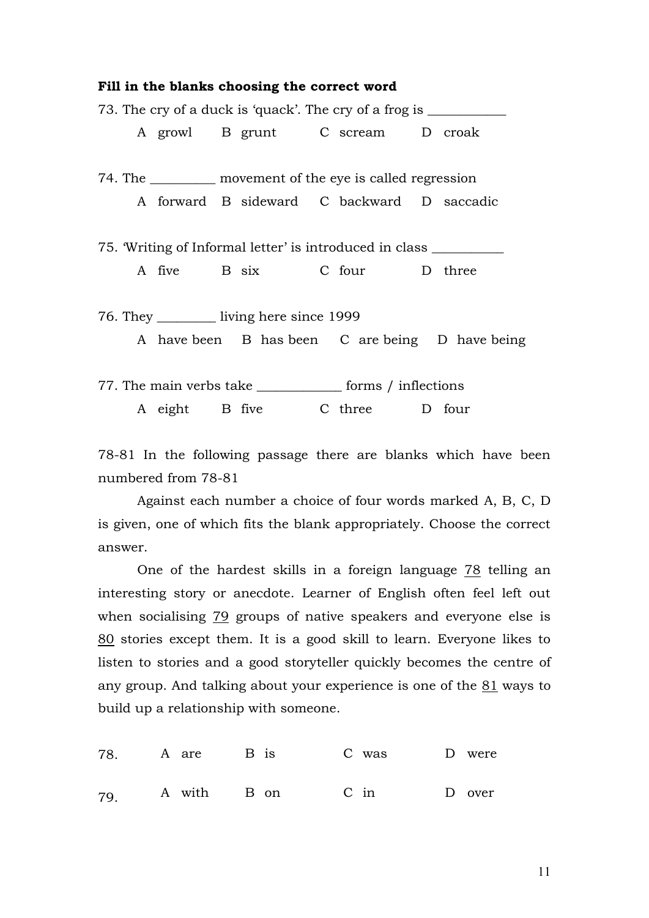**Fill in the blanks choosing the correct word**

73. The cry of a duck is 'quack'. The cry of a frog is ____________

A growl B grunt C scream D croak

74. The __________ movement of the eye is called regression

A forward B sideward C backward D saccadic

75. 'Writing of Informal letter' is introduced in class ___________

A five B six C four D three

76. They _________ living here since 1999

A have been B has been C are being D have being

77. The main verbs take _____________ forms / inflections

A eight B five C three D four

78-81 In the following passage there are blanks which have been numbered from 78-81

Against each number a choice of four words marked A, B, C, D is given, one of which fits the blank appropriately. Choose the correct answer.

One of the hardest skills in a foreign language 78 telling an interesting story or anecdote. Learner of English often feel left out when socialising 79 groups of native speakers and everyone else is 80 stories except them. It is a good skill to learn. Everyone likes to listen to stories and a good storyteller quickly becomes the centre of any group. And talking about your experience is one of the 81 ways to build up a relationship with someone.

78. A are B is C was D were

79. A with B on C in D over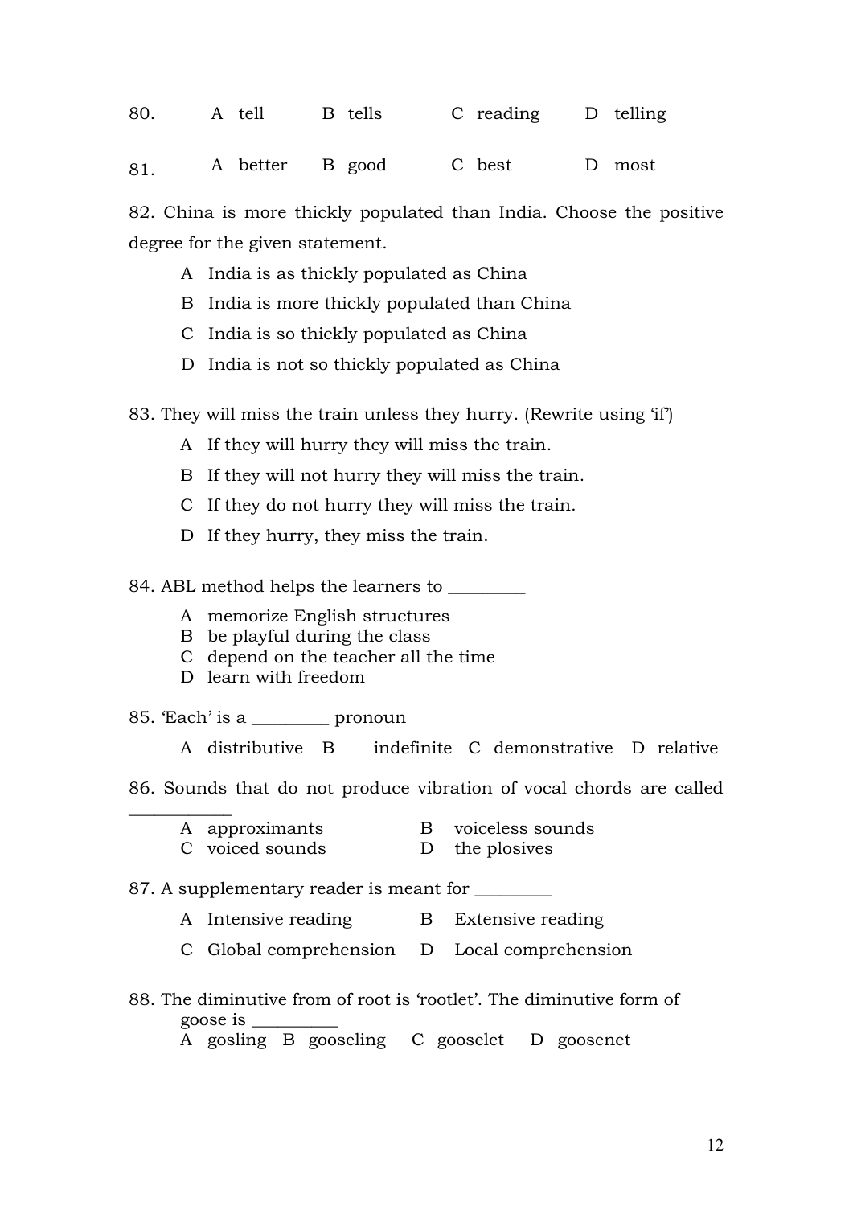80. A tell B tells C reading D telling

81. A better B good C best D most

82. China is more thickly populated than India. Choose the positive degree for the given statement.

A India is as thickly populated as China

B India is more thickly populated than China

C India is so thickly populated as China

D India is not so thickly populated as China

83. They will miss the train unless they hurry. (Rewrite using 'if')

A If they will hurry they will miss the train.

B If they will not hurry they will miss the train.

C If they do not hurry they will miss the train.

D If they hurry, they miss the train.

84. ABL method helps the learners to _________

A memorize English structures
B be playful during the class
C depend on the teacher all the time
D learn with freedom

85. 'Each' is a _________ pronoun

A distributive B indefinite C demonstrative D relative

86. Sounds that do not produce vibration of vocal chords are called ____________

A approximants B voiceless sounds
C voiced sounds D the plosives

87. A supplementary reader is meant for _________

A Intensive reading B Extensive reading

C Global comprehension D Local comprehension

88. The diminutive from of root is 'rootlet'. The diminutive form of goose is __________
A gosling B gooseling C gooselet D goosenet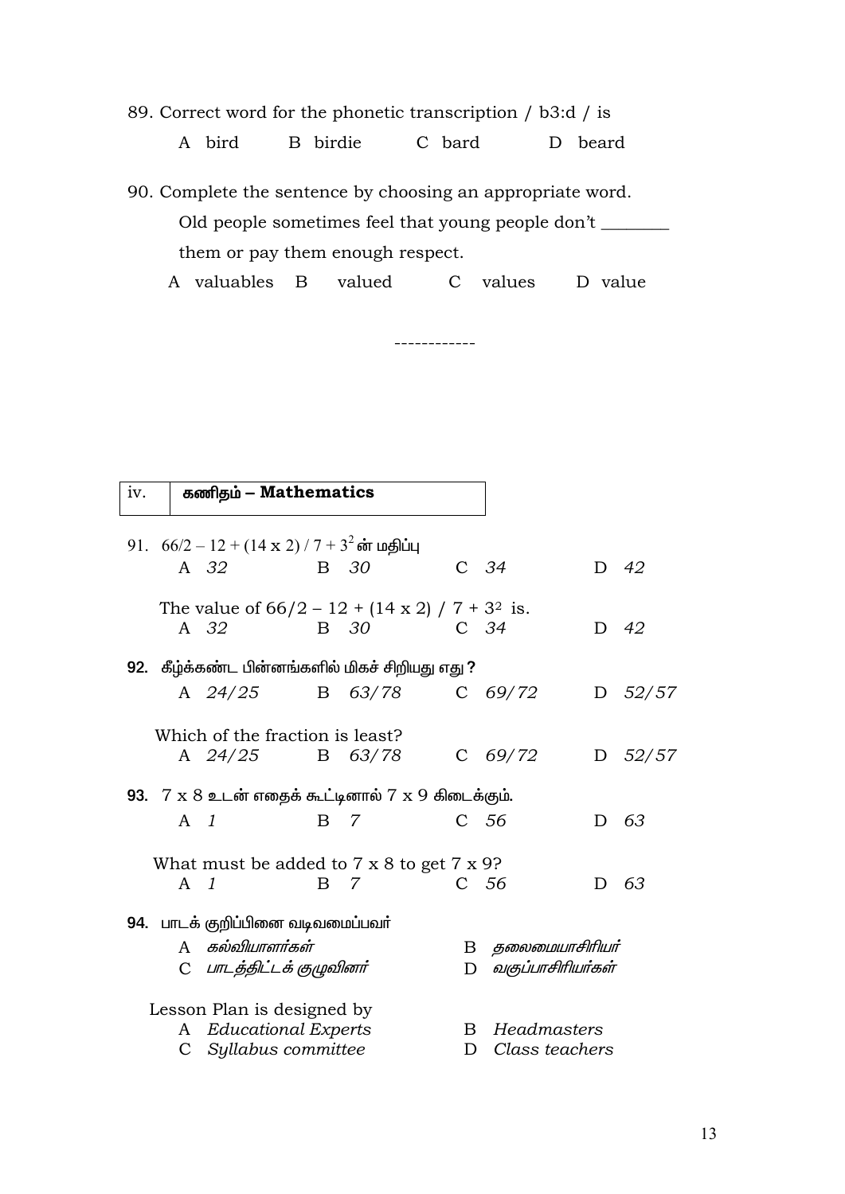89. Correct word for the phonetic transcription / b3:d / is

A bird B birdie C bard D beard

90. Complete the sentence by choosing an appropriate word.

Old people sometimes feel that young people don't ________ them or pay them enough respect.

A valuables B valued C values D value

------------

| iv. | **கணிதம் – Mathematics** |
|---|---|

91. $66/2 - 12 + (14 \times 2) / 7 + 3^2$ ன் மதிப்பு

A *32* B *30* C *34* D *42*

The value of $66/2 - 12 + (14 \times 2) / 7 + 3^2$ is.

A *32* B *30* C *34* D *42*

**92.** கீழ்க்கண்ட பின்னங்களில் மிகச் சிறியது எது ?

A *24/25* B *63/78* C *69/72* D *52/57*

Which of the fraction is least?

A *24/25* B *63/78* C *69/72* D *52/57*

**93.** 7 x 8 உடன் எதைக் கூட்டினால் 7 x 9 கிடைக்கும்.

A *1* B *7* C *56* D *63*

What must be added to 7 x 8 to get 7 x 9?

A *1* B *7* C *56* D *63*

**94.** பாடக் குறிப்பினை வடிவமைப்பவர்

A *கல்வியாளர்கள்* B *தலைமையாசிரியர்*

C *பாடத்திட்டக் குழுவினர்* D *வகுப்பாசிரியர்கள்*

Lesson Plan is designed by

A *Educational Experts* B *Headmasters*

C *Syllabus committee* D *Class teachers*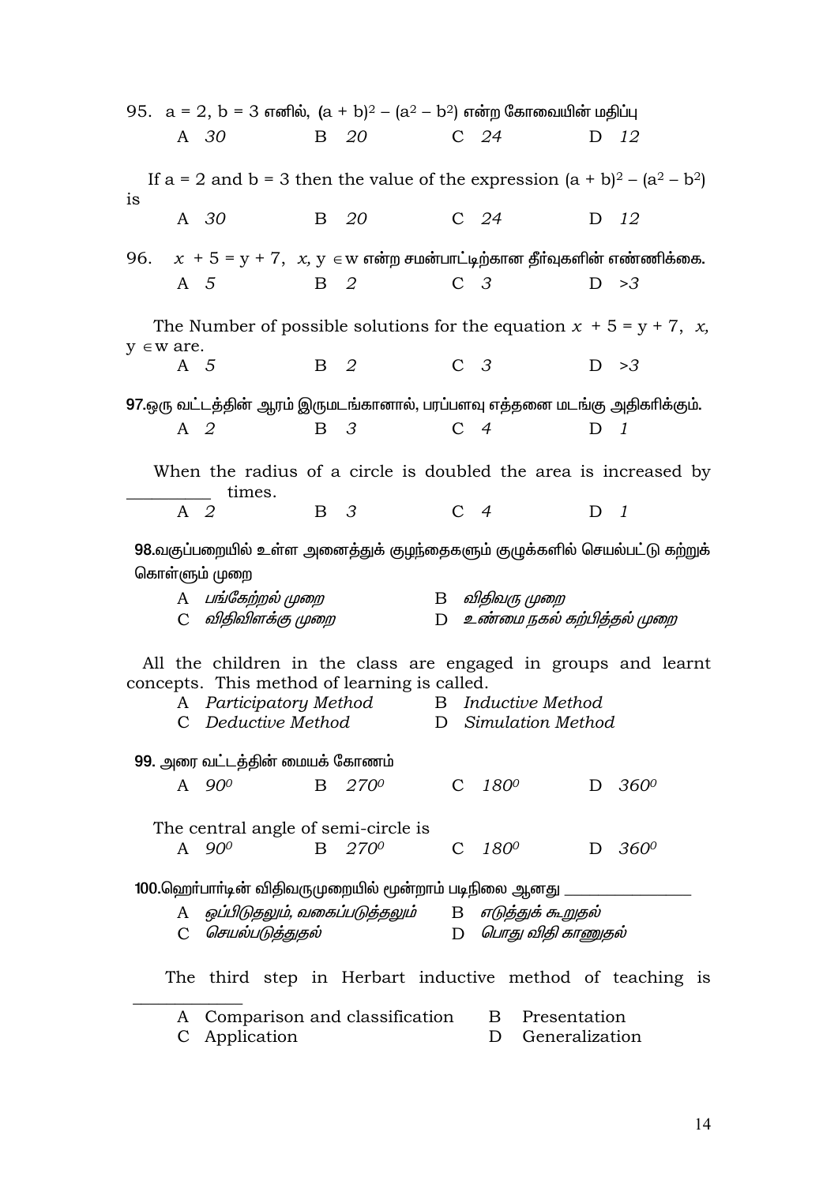95. a = 2, b = 3 எனில், $(a + b)^2 - (a^2 - b^2)$ என்ற கோவையின் மதிப்பு

A *30* B *20* C *24* D *12*

If a = 2 and b = 3 then the value of the expression $(a + b)^2 - (a^2 - b^2)$ is

A *30* B *20* C *24* D *12*

96. $x + 5 = y + 7$, $x, y \in W$ என்ற சமன்பாட்டிற்கான தீர்வுகளின் எண்ணிக்கை.

A *5* B *2* C *3* D *>3*

The Number of possible solutions for the equation $x + 5 = y + 7$, $x, y \in W$ are.

A *5* B *2* C *3* D *>3*

97. ஒரு வட்டத்தின் ஆரம் இருமடங்கானால், பரப்பளவு எத்தனை மடங்கு அதிகரிக்கும்.

A *2* B *3* C *4* D *1*

When the radius of a circle is doubled the area is increased by __________ times.

A *2* B *3* C *4* D *1*

98. வகுப்பறையில் உள்ள அனைத்துக் குழந்தைகளும் குழுக்களில் செயல்பட்டு கற்றுக் கொள்ளும் முறை

A *பங்கேற்றல் முறை* B *விதிவரு முறை*
C *விதிவிளக்கு முறை* D *உண்மை நகல் கற்பித்தல் முறை*

All the children in the class are engaged in groups and learnt concepts. This method of learning is called.

A *Participatory Method* B *Inductive Method*
C *Deductive Method* D *Simulation Method*

99. அரை வட்டத்தின் மையக் கோணம்

A *$90^0$* B *$270^0$* C *$180^0$* D *$360^0$*

The central angle of semi-circle is

A *$90^0$* B *$270^0$* C *$180^0$* D *$360^0$*

100. ஹெர்பார்ட்டின் விதிவருமுறையில் மூன்றாம் படிநிலை ஆனது _______________

A *ஒப்பிடுதலும், வகைப்படுத்தலும்* B *எடுத்துக் கூறுதல்*
C *செயல்படுத்துதல்* D *பொது விதி காணுதல்*

The third step in Herbart inductive method of teaching is _____________

A Comparison and classification B Presentation
C Application D Generalization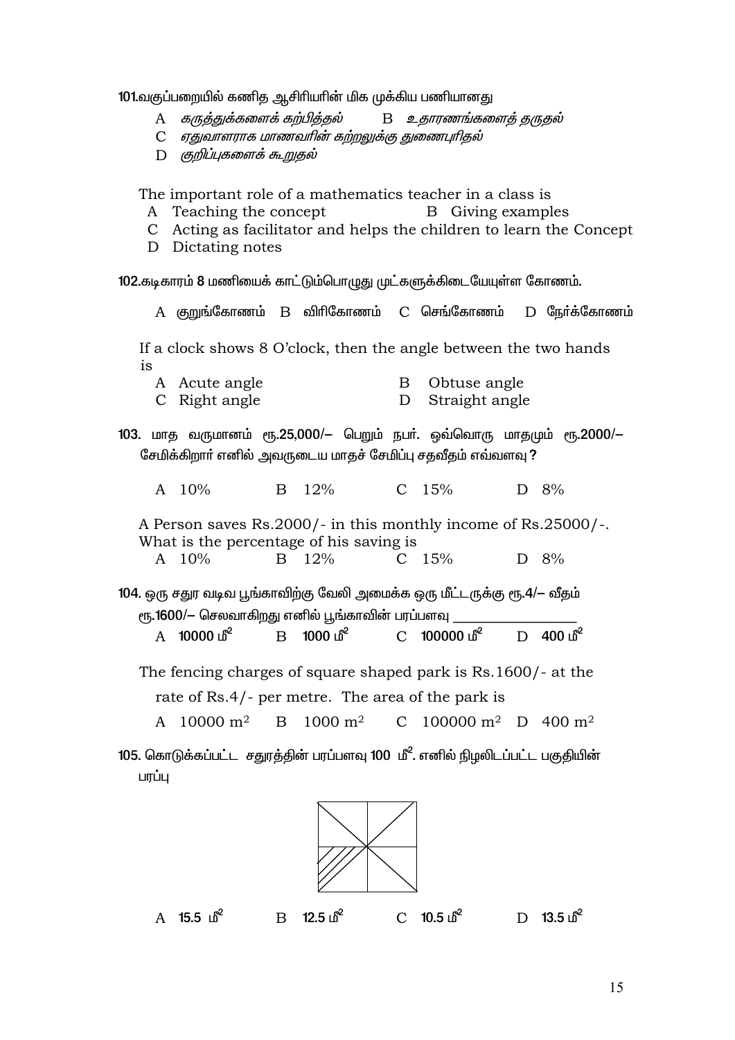101.வகுப்பறையில் கணித ஆசிரியரின் மிக முக்கிய பணியானது

A *கருத்துக்களைக் கற்பித்தல்* B *உதாரணங்களைத் தருதல்*

C *ஏதுவாளராக மாணவரின் கற்றலுக்கு துணைபுரிதல்*

D *குறிப்புகளைக் கூறுதல்*

The important role of a mathematics teacher in a class is

A Teaching the concept B Giving examples

C Acting as facilitator and helps the children to learn the Concept

D Dictating notes

102.கடிகாரம் 8 மணியைக் காட்டும்பொழுது முட்களுக்கிடையேயுள்ள கோணம்.

A குறுங்கோணம் B விரிகோணம் C செங்கோணம் D நேர்க்கோணம்

If a clock shows 8 O'clock, then the angle between the two hands is

A Acute angle B Obtuse angle

C Right angle D Straight angle

103. மாத வருமானம் ரூ.25,000/– பெறும் நபர். ஒவ்வொரு மாதமும் ரூ.2000/– சேமிக்கிறார் எனில் அவருடைய மாதச் சேமிப்பு சதவீதம் எவ்வளவு ?

A 10% B 12% C 15% D 8%

A Person saves Rs.2000/- in this monthly income of Rs.25000/-. What is the percentage of his saving is

A 10% B 12% C 15% D 8%

104. ஒரு சதுர வடிவ பூங்காவிற்கு வேலி அமைக்க ஒரு மீட்டருக்கு ரூ.4/– வீதம் ரூ.1600/– செலவாகிறது எனில் பூங்காவின் பரப்பளவு _______________

A 10000 மீ$^2$ B 1000 மீ$^2$ C 100000 மீ$^2$ D 400 மீ$^2$

The fencing charges of square shaped park is Rs.1600/- at the rate of Rs.4/- per metre. The area of the park is

A 10000 m$^2$ B 1000 m$^2$ C 100000 m$^2$ D 400 m$^2$

105. கொடுக்கப்பட்ட சதுரத்தின் பரப்பளவு 100 மீ$^2$. எனில் நிழலிடப்பட்ட பகுதியின் பரப்பு

A 15.5 மீ$^2$ B 12.5 மீ$^2$ C 10.5 மீ$^2$ D 13.5 மீ$^2$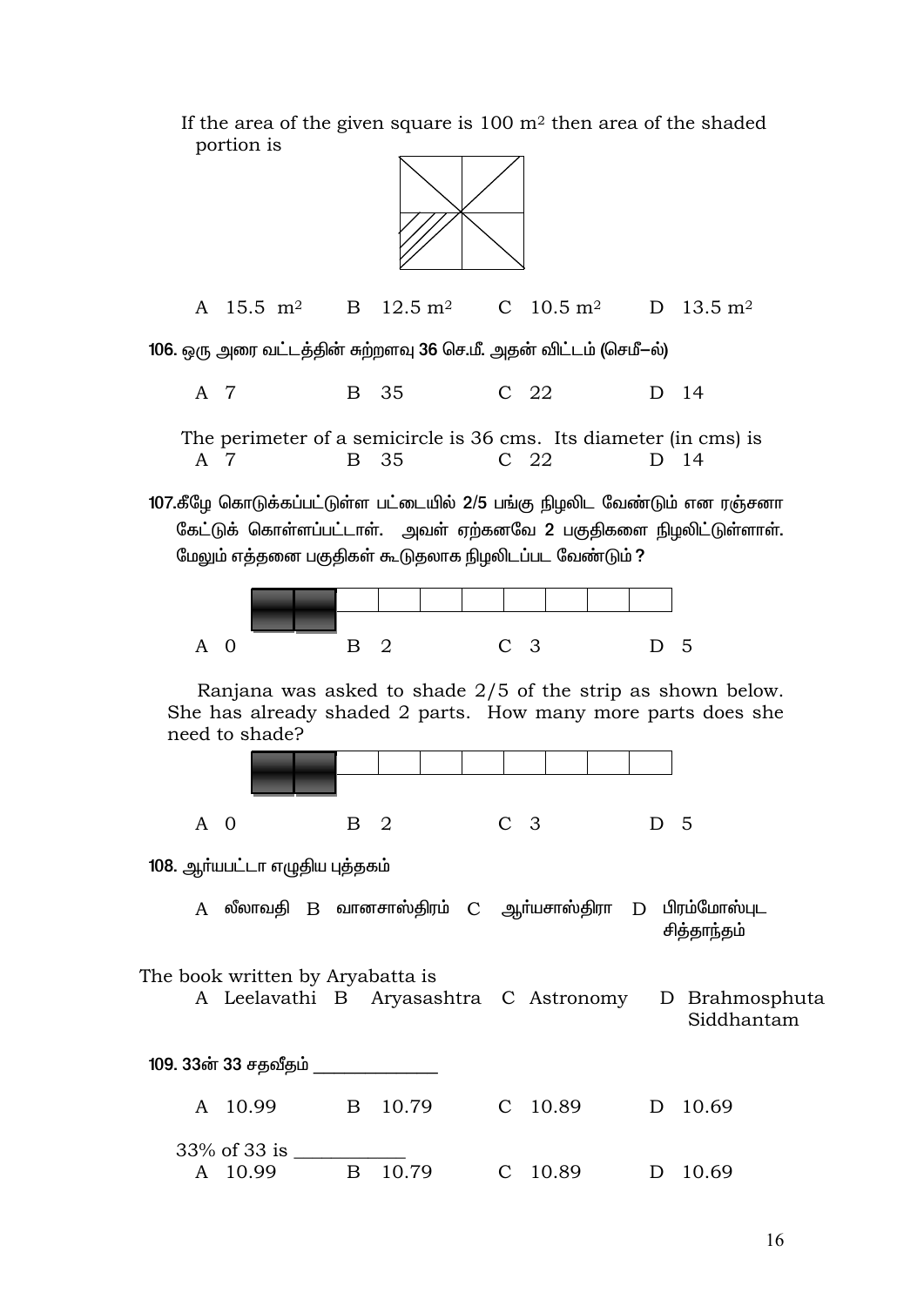If the area of the given square is 100 m² then area of the shaded portion is

A 15.5 $m^2$ B 12.5 $m^2$ C 10.5 $m^2$ D 13.5 $m^2$

106. ஒரு அரை வட்டத்தின் சுற்றளவு 36 செ.மீ. அதன் விட்டம் (செமீ–ல்)

A 7 B 35 C 22 D 14

The perimeter of a semicircle is 36 cms. Its diameter (in cms) is

A 7 B 35 C 22 D 14

107. கீழே கொடுக்கப்பட்டுள்ள பட்டையில் 2/5 பங்கு நிழலிட வேண்டும் என ரஞ்சனா கேட்டுக் கொள்ளப்பட்டாள். அவள் ஏற்கனவே 2 பகுதிகளை நிழலிட்டுள்ளாள். மேலும் எத்தனை பகுதிகள் கூடுதலாக நிழலிடப்பட வேண்டும்?

A 0 B 2 C 3 D 5

Ranjana was asked to shade 2/5 of the strip as shown below. She has already shaded 2 parts. How many more parts does she need to shade?

A 0 B 2 C 3 D 5

108. ஆர்யபட்டா எழுதிய புத்தகம்

A லீலாவதி B வானசாஸ்திரம் C ஆர்யசாஸ்திரா D பிரம்மோஸ்புட சித்தாந்தம்

The book written by Aryabatta is

A Leelavathi B Aryasashtra C Astronomy D Brahmosphuta Siddhantam

109. 33ன் 33 சதவீதம் ______________

A 10.99 B 10.79 C 10.89 D 10.69

33% of 33 is ____________

A 10.99 B 10.79 C 10.89 D 10.69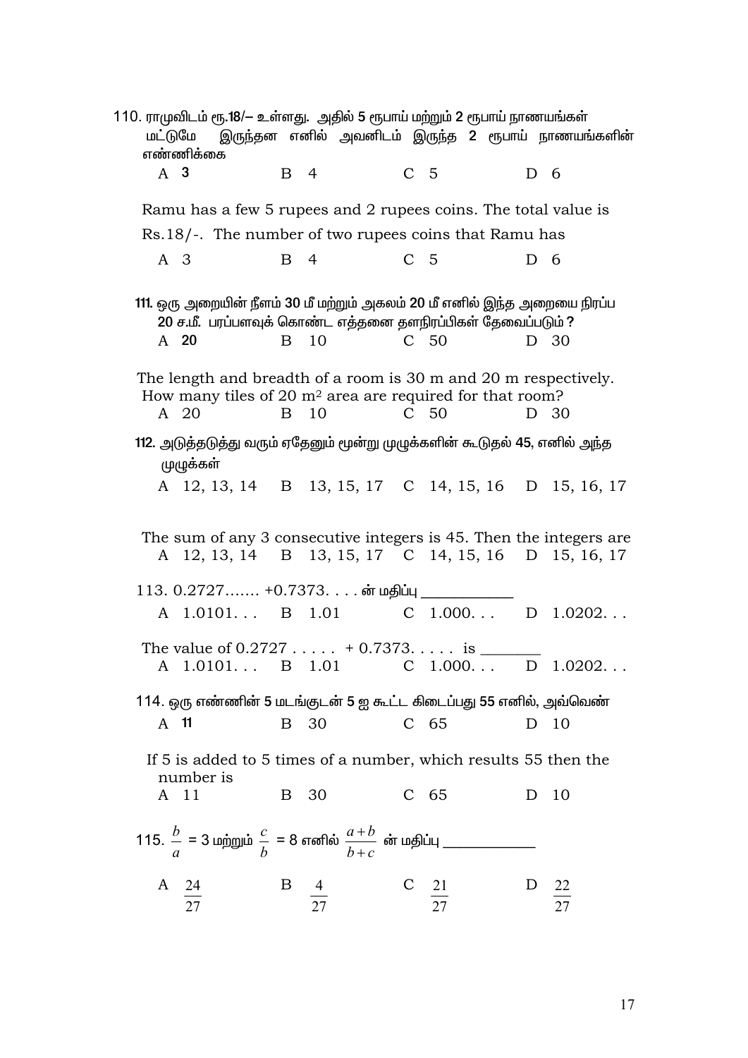110. ராமுவிடம் ரூ.18/– உள்ளது. அதில் 5 ரூபாய் மற்றும் 2 ரூபாய் நாணயங்கள் மட்டுமே இருந்தன எனில் அவனிடம் இருந்த 2 ரூபாய் நாணயங்களின் எண்ணிக்கை

A 3 B 4 C 5 D 6

Ramu has a few 5 rupees and 2 rupees coins. The total value is Rs.18/-. The number of two rupees coins that Ramu has

A 3 B 4 C 5 D 6

111. ஒரு அறையின் நீளம் 30 மீ மற்றும் அகலம் 20 மீ எனில் இந்த அறையை நிரப்ப 20 ச.மீ. பரப்பளவுக் கொண்ட எத்தனை தளநிரப்பிகள் தேவைப்படும்?

A 20 B 10 C 50 D 30

The length and breadth of a room is 30 m and 20 m respectively. How many tiles of 20 $m^2$ area are required for that room?

A 20 B 10 C 50 D 30

112. அடுத்தடுத்து வரும் ஏதேனும் மூன்று முழுக்களின் கூடுதல் 45, எனில் அந்த முழுக்கள்

A 12, 13, 14 B 13, 15, 17 C 14, 15, 16 D 15, 16, 17

The sum of any 3 consecutive integers is 45. Then the integers are

A 12, 13, 14 B 13, 15, 17 C 14, 15, 16 D 15, 16, 17

113. 0.2727....... +0.7373. . . . ன் மதிப்பு ___________

A 1.0101. . . B 1.01 C 1.000. . . D 1.0202. . .

The value of 0.2727 . . . . . + 0.7373. . . . . is _______

A 1.0101. . . B 1.01 C 1.000. . . D 1.0202. . .

114. ஒரு எண்ணின் 5 மடங்குடன் 5 ஐ கூட்ட கிடைப்பது 55 எனில், அவ்வெண்

A 11 B 30 C 65 D 10

If 5 is added to 5 times of a number, which results 55 then the number is

A 11 B 30 C 65 D 10

115. $\frac{b}{a} = 3$ மற்றும் $\frac{c}{b} = 8$ எனில் $\frac{a+b}{b+c}$ ன் மதிப்பு ___________

A $\frac{24}{27}$ B $\frac{4}{27}$ C $\frac{21}{27}$ D $\frac{22}{27}$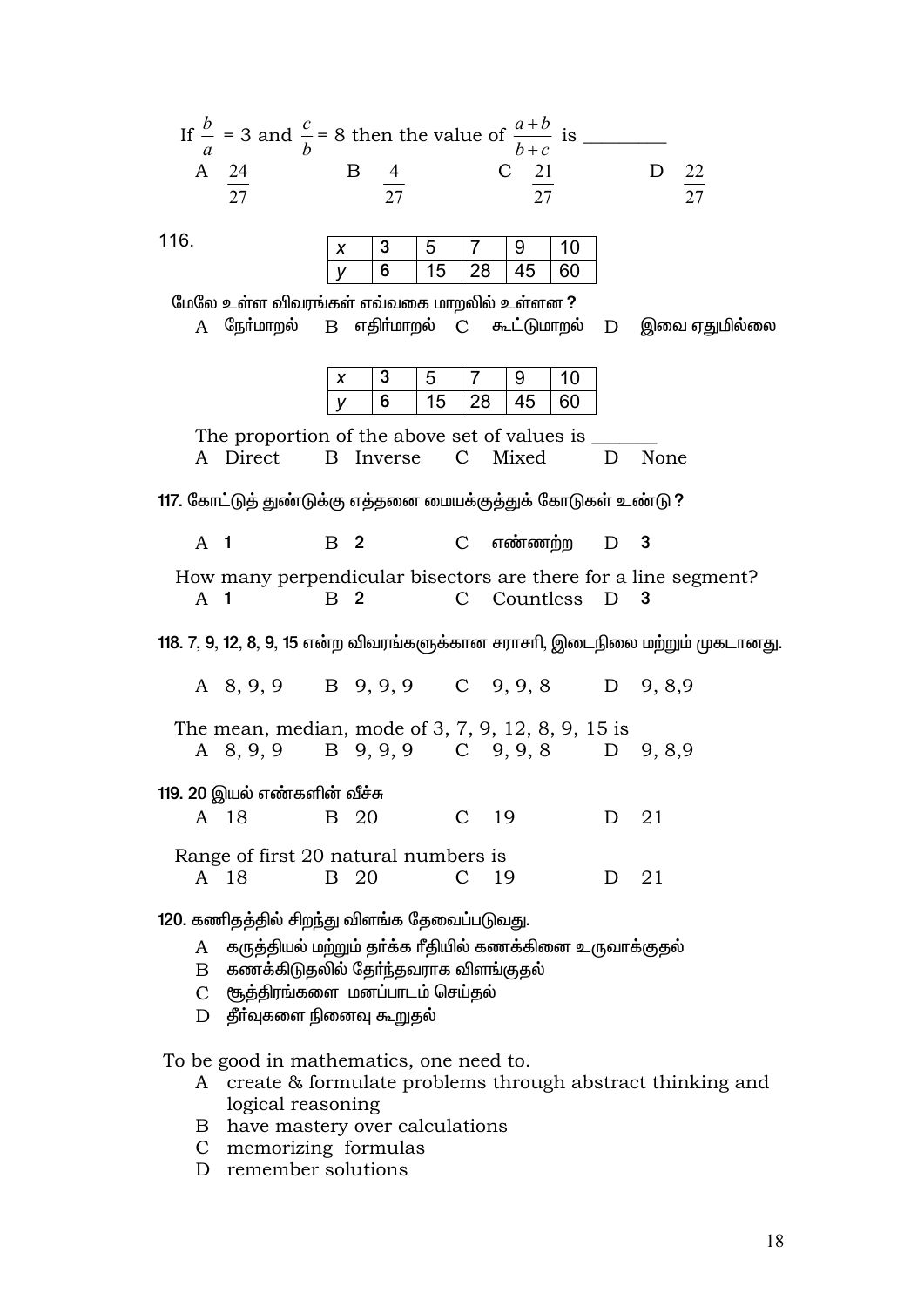If $\frac{b}{a}$ = 3 and $\frac{c}{b}$ = 8 then the value of $\frac{a+b}{b+c}$ is ________

A $\frac{24}{27}$ B $\frac{4}{27}$ C $\frac{21}{27}$ D $\frac{22}{27}$

116.

| x | 3 | 5 | 7 | 9 | 10 |
|---|---|---|---|---|---|
| y | 6 | 15 | 28 | 45 | 60 |

மேலே உள்ள விவரங்கள் எவ்வகை மாறலில் உள்ளன ?

A நேர்மாறல் B எதிர்மாறல் C கூட்டுமாறல் D இவை ஏதுமில்லை

| x | 3 | 5 | 7 | 9 | 10 |
|---|---|---|---|---|---|
| y | 6 | 15 | 28 | 45 | 60 |

The proportion of the above set of values is _______

A Direct B Inverse C Mixed D None

117. கோட்டுத் துண்டுக்கு எத்தனை மையக்குத்துக் கோடுகள் உண்டு ?

A 1 B 2 C எண்ணற்ற D 3

How many perpendicular bisectors are there for a line segment?

A 1 B 2 C Countless D 3

118. 7, 9, 12, 8, 9, 15 என்ற விவரங்களுக்கான சராசரி, இடைநிலை மற்றும் முகடானது.

A 8, 9, 9 B 9, 9, 9 C 9, 9, 8 D 9, 8,9

The mean, median, mode of 3, 7, 9, 12, 8, 9, 15 is

A 8, 9, 9 B 9, 9, 9 C 9, 9, 8 D 9, 8,9

119. 20 இயல் எண்களின் வீச்சு

A 18 B 20 C 19 D 21

Range of first 20 natural numbers is

A 18 B 20 C 19 D 21

120. கணிதத்தில் சிறந்து விளங்க தேவைப்படுவது.

A கருத்தியல் மற்றும் தர்க்க ரீதியில் கணக்கினை உருவாக்குதல்
B கணக்கிடுதலில் தேர்ந்தவராக விளங்குதல்
C சூத்திரங்களை மனப்பாடம் செய்தல்
D தீர்வுகளை நினைவு கூறுதல்

To be good in mathematics, one need to.

A create & formulate problems through abstract thinking and logical reasoning
B have mastery over calculations
C memorizing formulas
D remember solutions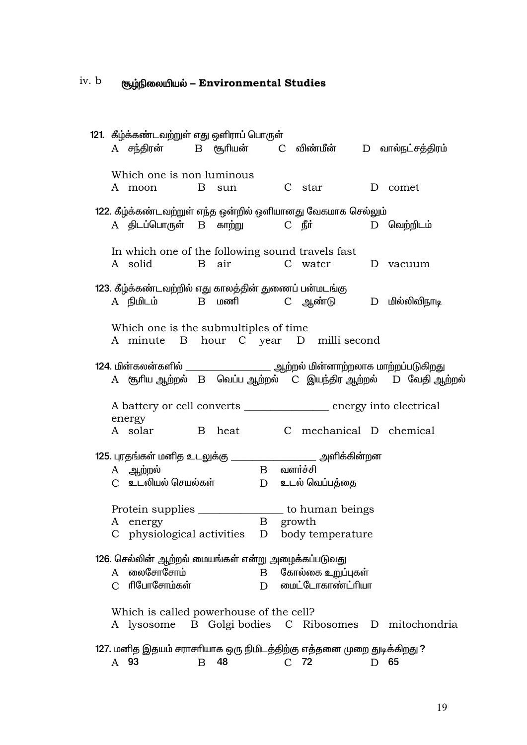iv. b **சூழ்நிலையியல் – Environmental Studies**

121. கீழ்க்கண்டவற்றுள் எது ஒளிராப் பொருள்

A சந்திரன் B சூரியன் C விண்மீன் D வால்நட்சத்திரம்

Which one is non luminous

A moon B sun C star D comet

122. கீழ்க்கண்டவற்றுள் எந்த ஒன்றில் ஒளியானது வேகமாக செல்லும்

A திடப்பொருள் B காற்று C நீர் D வெற்றிடம்

In which one of the following sound travels fast

A solid B air C water D vacuum

123. கீழ்க்கண்டவற்றில் எது காலத்தின் துணைப் பன்மடங்கு

A நிமிடம் B மணி C ஆண்டு D மில்லிவிநாடி

Which one is the submultiples of time

A minute B hour C year D milli second

124. மின்கலன்களில் ________________ ஆற்றல் மின்னாற்றலாக மாற்றப்படுகிறது

A சூரிய ஆற்றல் B வெப்ப ஆற்றல் C இயந்திர ஆற்றல் D வேதி ஆற்றல்

A battery or cell converts _______________ energy into electrical energy

A solar B heat C mechanical D chemical

125. புரதங்கள் மனித உடலுக்கு ________________ அளிக்கின்றன

A ஆற்றல் B வளர்ச்சி

C உடலியல் செயல்கள் D உடல் வெப்பத்தை

Protein supplies _______________ to human beings

A energy B growth

C physiological activities D body temperature

126. செல்லின் ஆற்றல் மையங்கள் என்று அழைக்கப்படுவது

A லைசோசோம் B கோல்கை உறுப்புகள்

C ரிபோசோம்கள் D மைட்டோகாண்ட்ரியா

Which is called powerhouse of the cell?

A lysosome B Golgi bodies C Ribosomes D mitochondria

127. மனித இதயம் சராசரியாக ஒரு நிமிடத்திற்கு எத்தனை முறை துடிக்கிறது ?

A 93 B 48 C 72 D 65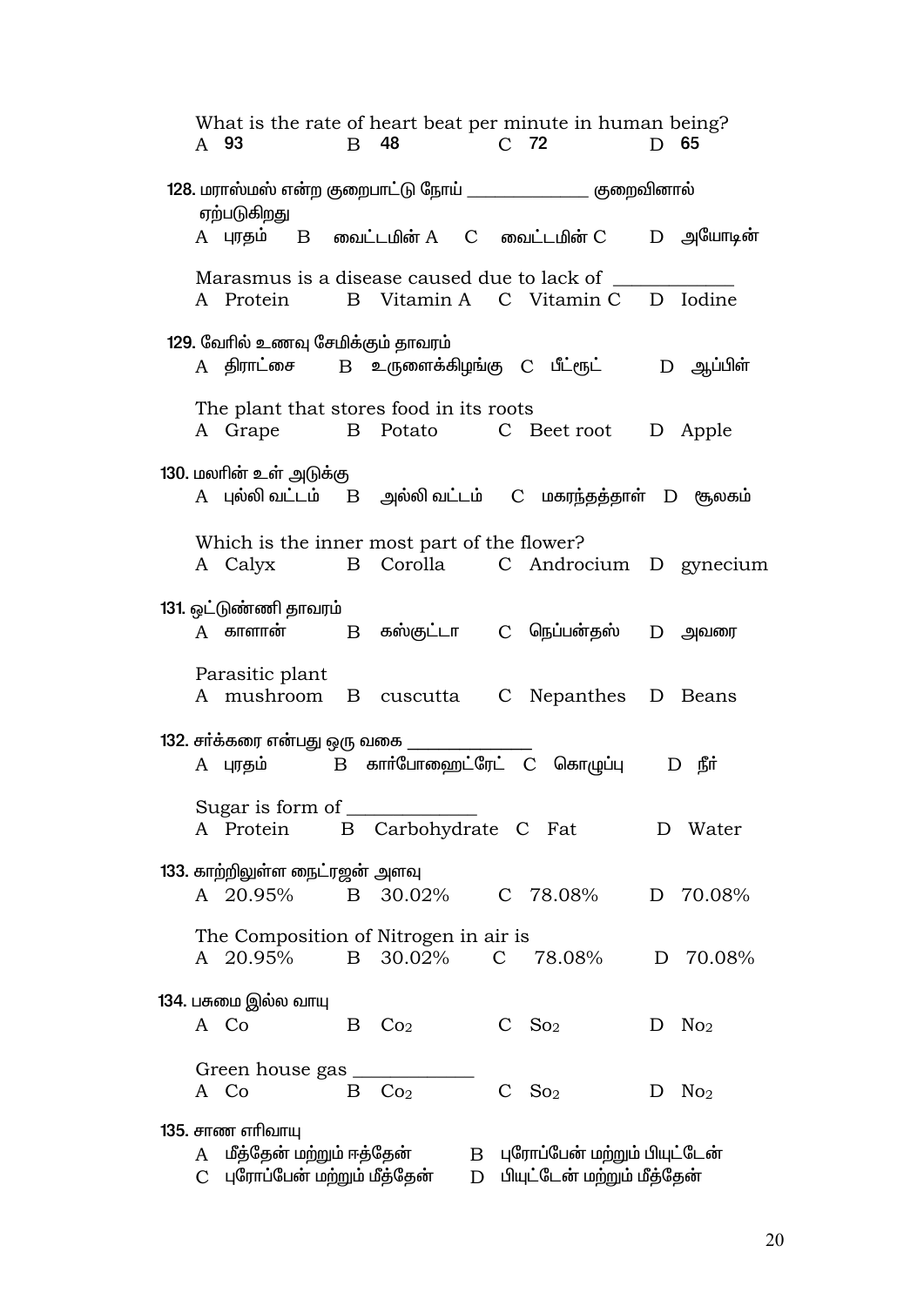What is the rate of heart beat per minute in human being?
A 93  B 48  C 72  D 65

128. மராஸ்மஸ் என்ற குறைபாட்டு நோய் ____________ குறைவினால் ஏற்படுகிறது
A புரதம்  B வைட்டமின் A  C வைட்டமின் C  D அயோடின்

Marasmus is a disease caused due to lack of ____________
A Protein  B Vitamin A  C Vitamin C  D Iodine

129. வேரில் உணவு சேமிக்கும் தாவரம்
A திராட்சை  B உருளைக்கிழங்கு  C பீட்ரூட்  D ஆப்பிள்

The plant that stores food in its roots
A Grape  B Potato  C Beet root  D Apple

130. மலரின் உள் அடுக்கு
A புல்லி வட்டம்  B அல்லி வட்டம்  C மகரந்தத்தாள்  D சூலகம்

Which is the inner most part of the flower?
A Calyx  B Corolla  C Androcium  D gynecium

131. ஒட்டுண்ணி தாவரம்
A காளான்  B கஸ்குட்டா  C நெப்பன்தஸ்  D அவரை

Parasitic plant
A mushroom  B cuscutta  C Nepanthes  D Beans

132. சர்க்கரை என்பது ஒரு வகை ____________
A புரதம்  B கார்போஹைட்ரேட்  C கொழுப்பு  D நீர்

Sugar is form of ____________
A Protein  B Carbohydrate  C Fat  D Water

133. காற்றிலுள்ள நைட்ரஜன் அளவு
A 20.95%  B 30.02%  C 78.08%  D 70.08%

The Composition of Nitrogen in air is
A 20.95%  B 30.02%  C 78.08%  D 70.08%

134. பசுமை இல்ல வாயு
A Co  B $Co_2$  C $So_2$  D $No_2$

Green house gas ____________
A Co  B $Co_2$  C $So_2$  D $No_2$

135. சாண எரிவாயு
A மீத்தேன் மற்றும் ஈத்தேன்  B புரோப்பேன் மற்றும் பியுட்டேன்
C புரோப்பேன் மற்றும் மீத்தேன்  D பியுட்டேன் மற்றும் மீத்தேன்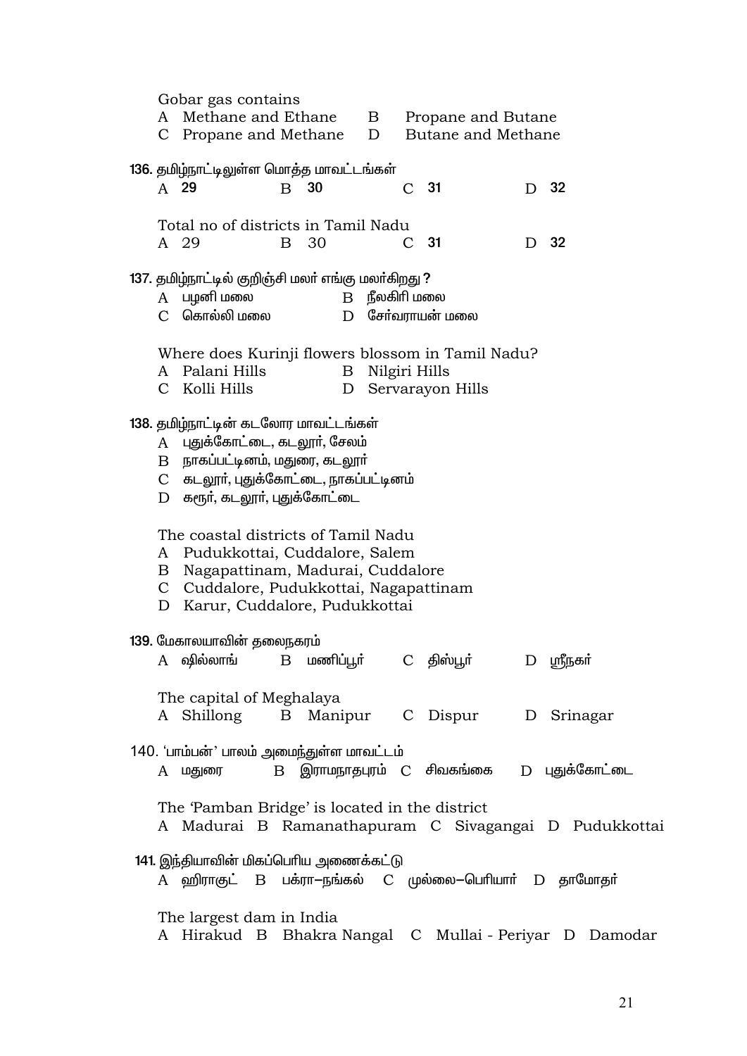Gobar gas contains

A Methane and Ethane B Propane and Butane

C Propane and Methane D Butane and Methane

136. தமிழ்நாட்டிலுள்ள மொத்த மாவட்டங்கள்

A 29 B 30 C 31 D 32

Total no of districts in Tamil Nadu

A 29 B 30 C 31 D 32

137. தமிழ்நாட்டில் குறிஞ்சி மலர் எங்கு மலர்கிறது ?

A பழனி மலை B நீலகிரி மலை

C கொல்லி மலை D சேர்வராயன் மலை

Where does Kurinji flowers blossom in Tamil Nadu?

A Palani Hills B Nilgiri Hills

C Kolli Hills D Servarayon Hills

138. தமிழ்நாட்டின் கடலோர மாவட்டங்கள்

A புதுக்கோட்டை, கடலூர், சேலம்

B நாகப்பட்டினம், மதுரை, கடலூர்

C கடலூர், புதுக்கோட்டை, நாகப்பட்டினம்

D கரூர், கடலூர், புதுக்கோட்டை

The coastal districts of Tamil Nadu

A Pudukkottai, Cuddalore, Salem

B Nagapattinam, Madurai, Cuddalore

C Cuddalore, Pudukkottai, Nagapattinam

D Karur, Cuddalore, Pudukkottai

139. மேகாலயாவின் தலைநகரம்

A ஷில்லாங் B மணிப்பூர் C திஸ்பூர் D ஸ்ரீநகர்

The capital of Meghalaya

A Shillong B Manipur C Dispur D Srinagar

140. 'பாம்பன்' பாலம் அமைந்துள்ள மாவட்டம்

A மதுரை B இராமநாதபுரம் C சிவகங்கை D புதுக்கோட்டை

The 'Pamban Bridge' is located in the district

A Madurai B Ramanathapuram C Sivagangai D Pudukkottai

141. இந்தியாவின் மிகப்பெரிய அணைக்கட்டு

A ஹிராகுட் B பக்ரா–நங்கல் C முல்லை–பெரியார் D தாமோதர்

The largest dam in India

A Hirakud B Bhakra Nangal C Mullai - Periyar D Damodar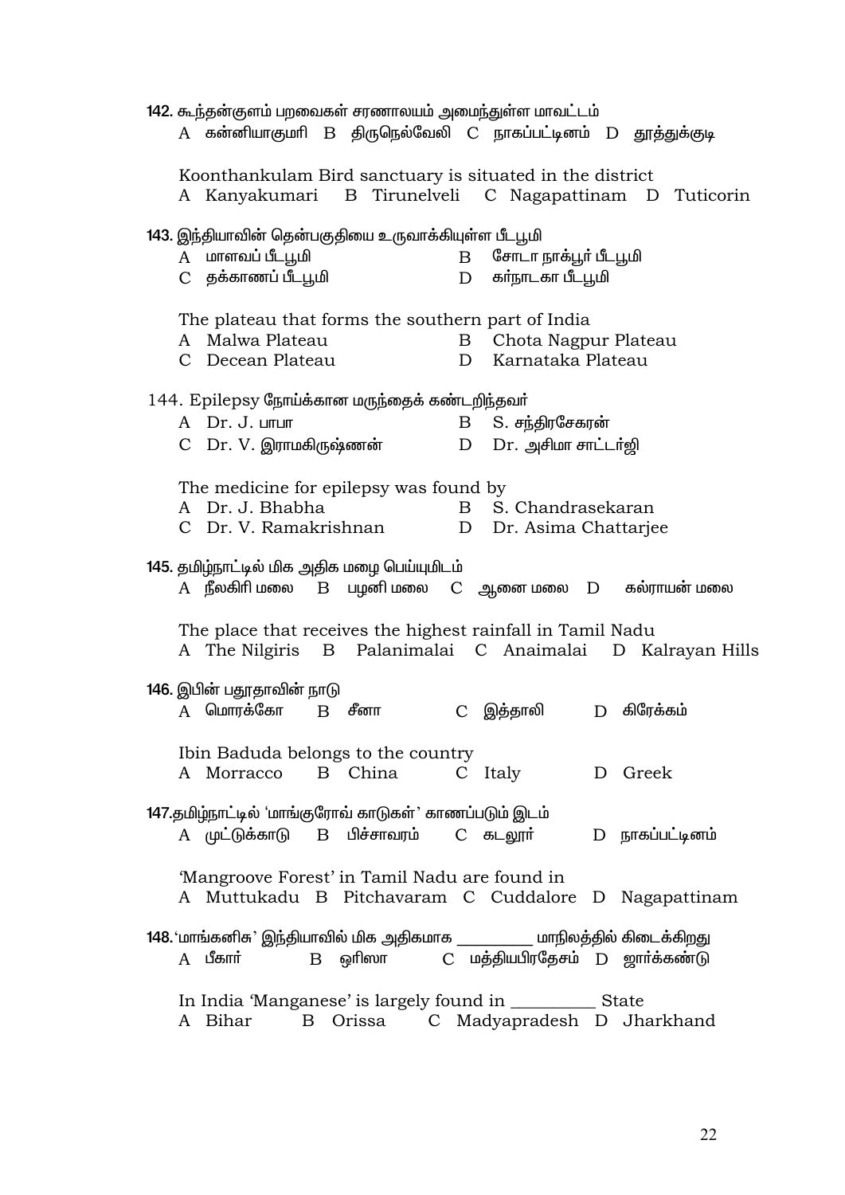142. கூந்தன்குளம் பறவைகள் சரணாலயம் அமைந்துள்ள மாவட்டம்

A கன்னியாகுமரி B திருநெல்வேலி C நாகப்பட்டினம் D தூத்துக்குடி

Koonthankulam Bird sanctuary is situated in the district

A Kanyakumari B Tirunelveli C Nagapattinam D Tuticorin

143. இந்தியாவின் தென்பகுதியை உருவாக்கியுள்ள பீடபூமி

A மாளவப் பீடபூமி B சோடா நாக்பூர் பீடபூமி

C தக்காணப் பீடபூமி D கர்நாடகா பீடபூமி

The plateau that forms the southern part of India

A Malwa Plateau B Chota Nagpur Plateau

C Decean Plateau D Karnataka Plateau

144. Epilepsy நோய்க்கான மருந்தைக் கண்டறிந்தவர்

A Dr. J. பாபா B S. சந்திரசேகரன்

C Dr. V. இராமகிருஷ்ணன் D Dr. அசிமா சாட்டர்ஜி

The medicine for epilepsy was found by

A Dr. J. Bhabha B S. Chandrasekaran

C Dr. V. Ramakrishnan D Dr. Asima Chattarjee

145. தமிழ்நாட்டில் மிக அதிக மழை பெய்யுமிடம்

A நீலகிரி மலை B பழனி மலை C ஆனை மலை D கல்ராயன் மலை

The place that receives the highest rainfall in Tamil Nadu

A The Nilgiris B Palanimalai C Anaimalai D Kalrayan Hills

146. இபின் பதூதாவின் நாடு

A மொரக்கோ B சீனா C இத்தாலி D கிரேக்கம்

Ibin Baduda belongs to the country

A Morracco B China C Italy D Greek

147. தமிழ்நாட்டில் 'மாங்குரோவ் காடுகள்' காணப்படும் இடம்

A முட்டுக்காடு B பிச்சாவரம் C கடலூர் D நாகப்பட்டினம்

'Mangroove Forest' in Tamil Nadu are found in

A Muttukadu B Pitchavaram C Cuddalore D Nagapattinam

148. 'மாங்கனிசு' இந்தியாவில் மிக அதிகமாக _________ மாநிலத்தில் கிடைக்கிறது

A பீகார் B ஒரிஸா C மத்தியபிரதேசம் D ஜார்க்கண்டு

In India 'Manganese' is largely found in _________ State

A Bihar B Orissa C Madyapradesh D Jharkhand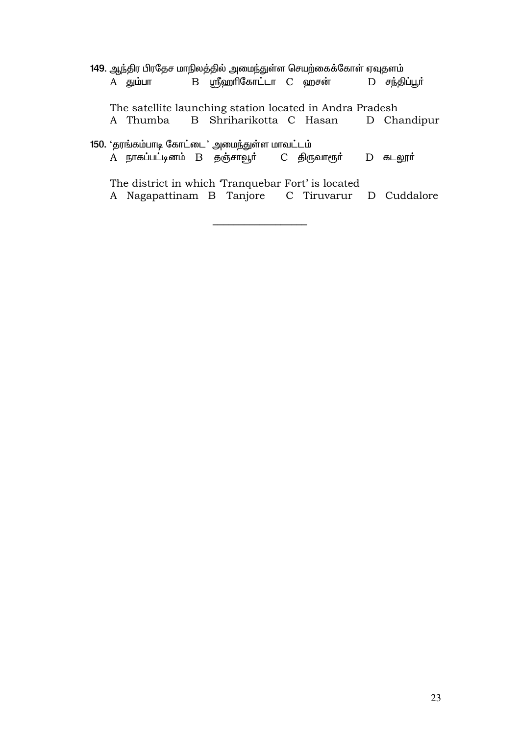149. ஆந்திர பிரதேச மாநிலத்தில் அமைந்துள்ள செயற்கைக்கோள் ஏவுதளம்

A தும்பா B ஸ்ரீஹரிகோட்டா C ஹசன் D சந்திப்பூர்

The satellite launching station located in Andra Pradesh

A Thumba B Shriharikotta C Hasan D Chandipur

150. 'தரங்கம்பாடி கோட்டை' அமைந்துள்ள மாவட்டம்

A நாகப்பட்டினம் B தஞ்சாவூர் C திருவாரூர் D கடலூர்

The district in which 'Tranquebar Fort' is located

A Nagapattinam B Tanjore C Tiruvarur D Cuddalore

---